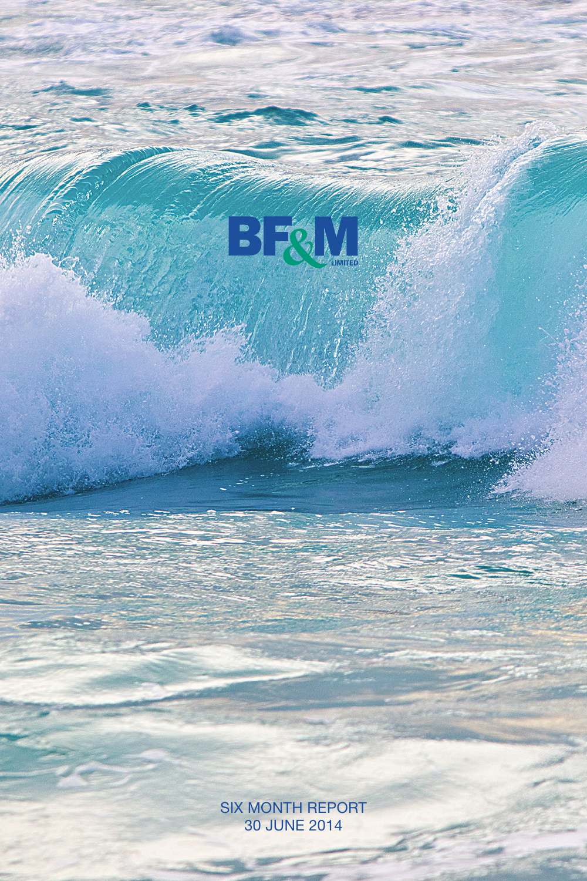# BF&M LIMITED

SIX MONTH REPORT
30 JUNE 2014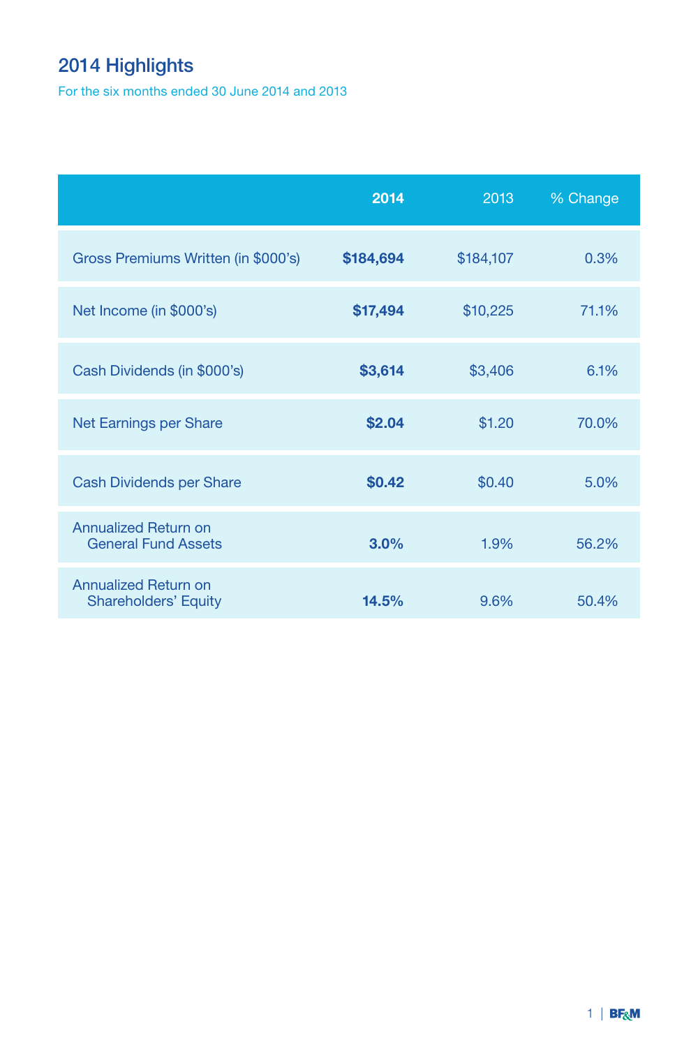# 2014 Highlights

For the six months ended 30 June 2014 and 2013

| | **2014** | 2013 | % Change |
|---|---|---|---|
| Gross Premiums Written (in $000's) | **$184,694** | $184,107 | 0.3% |
| Net Income (in $000's) | **$17,494** | $10,225 | 71.1% |
| Cash Dividends (in $000's) | **$3,614** | $3,406 | 6.1% |
| Net Earnings per Share | **$2.04** | $1.20 | 70.0% |
| Cash Dividends per Share | **$0.42** | $0.40 | 5.0% |
| Annualized Return on General Fund Assets | **3.0%** | 1.9% | 56.2% |
| Annualized Return on Shareholders' Equity | **14.5%** | 9.6% | 50.4% |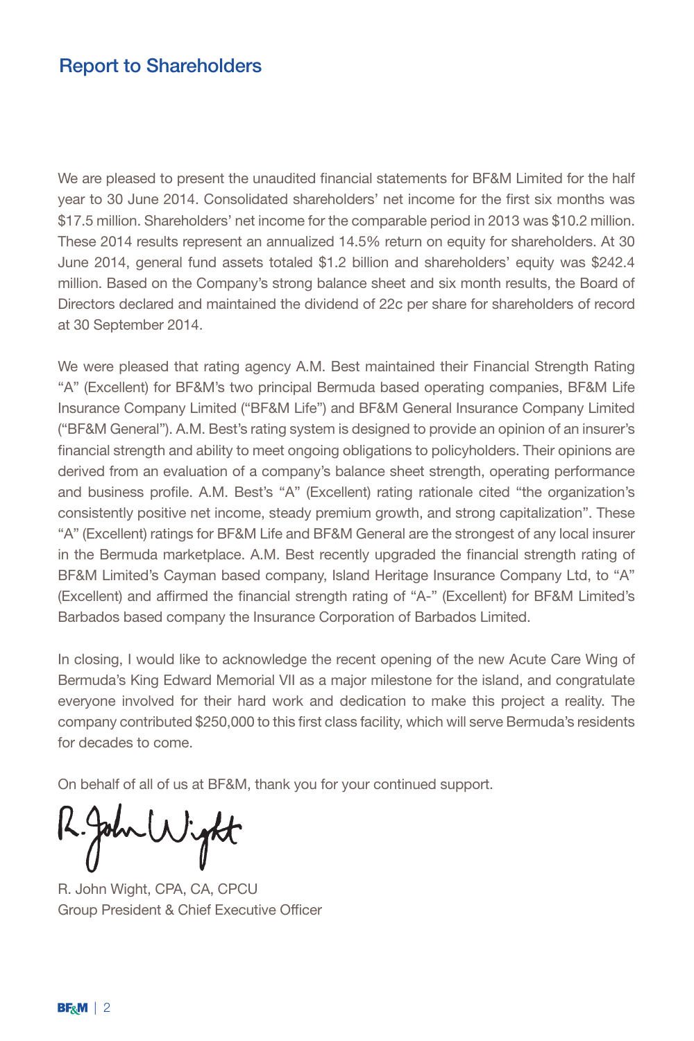# Report to Shareholders

We are pleased to present the unaudited financial statements for BF&M Limited for the half year to 30 June 2014. Consolidated shareholders' net income for the first six months was $17.5 million. Shareholders' net income for the comparable period in 2013 was $10.2 million. These 2014 results represent an annualized 14.5% return on equity for shareholders. At 30 June 2014, general fund assets totaled $1.2 billion and shareholders' equity was $242.4 million. Based on the Company's strong balance sheet and six month results, the Board of Directors declared and maintained the dividend of 22c per share for shareholders of record at 30 September 2014.

We were pleased that rating agency A.M. Best maintained their Financial Strength Rating "A" (Excellent) for BF&M's two principal Bermuda based operating companies, BF&M Life Insurance Company Limited ("BF&M Life") and BF&M General Insurance Company Limited ("BF&M General"). A.M. Best's rating system is designed to provide an opinion of an insurer's financial strength and ability to meet ongoing obligations to policyholders. Their opinions are derived from an evaluation of a company's balance sheet strength, operating performance and business profile. A.M. Best's "A" (Excellent) rating rationale cited "the organization's consistently positive net income, steady premium growth, and strong capitalization". These "A" (Excellent) ratings for BF&M Life and BF&M General are the strongest of any local insurer in the Bermuda marketplace. A.M. Best recently upgraded the financial strength rating of BF&M Limited's Cayman based company, Island Heritage Insurance Company Ltd, to "A" (Excellent) and affirmed the financial strength rating of "A-" (Excellent) for BF&M Limited's Barbados based company the Insurance Corporation of Barbados Limited.

In closing, I would like to acknowledge the recent opening of the new Acute Care Wing of Bermuda's King Edward Memorial VII as a major milestone for the island, and congratulate everyone involved for their hard work and dedication to make this project a reality. The company contributed $250,000 to this first class facility, which will serve Bermuda's residents for decades to come.

On behalf of all of us at BF&M, thank you for your continued support.

R. John Wight, CPA, CA, CPCU
Group President & Chief Executive Officer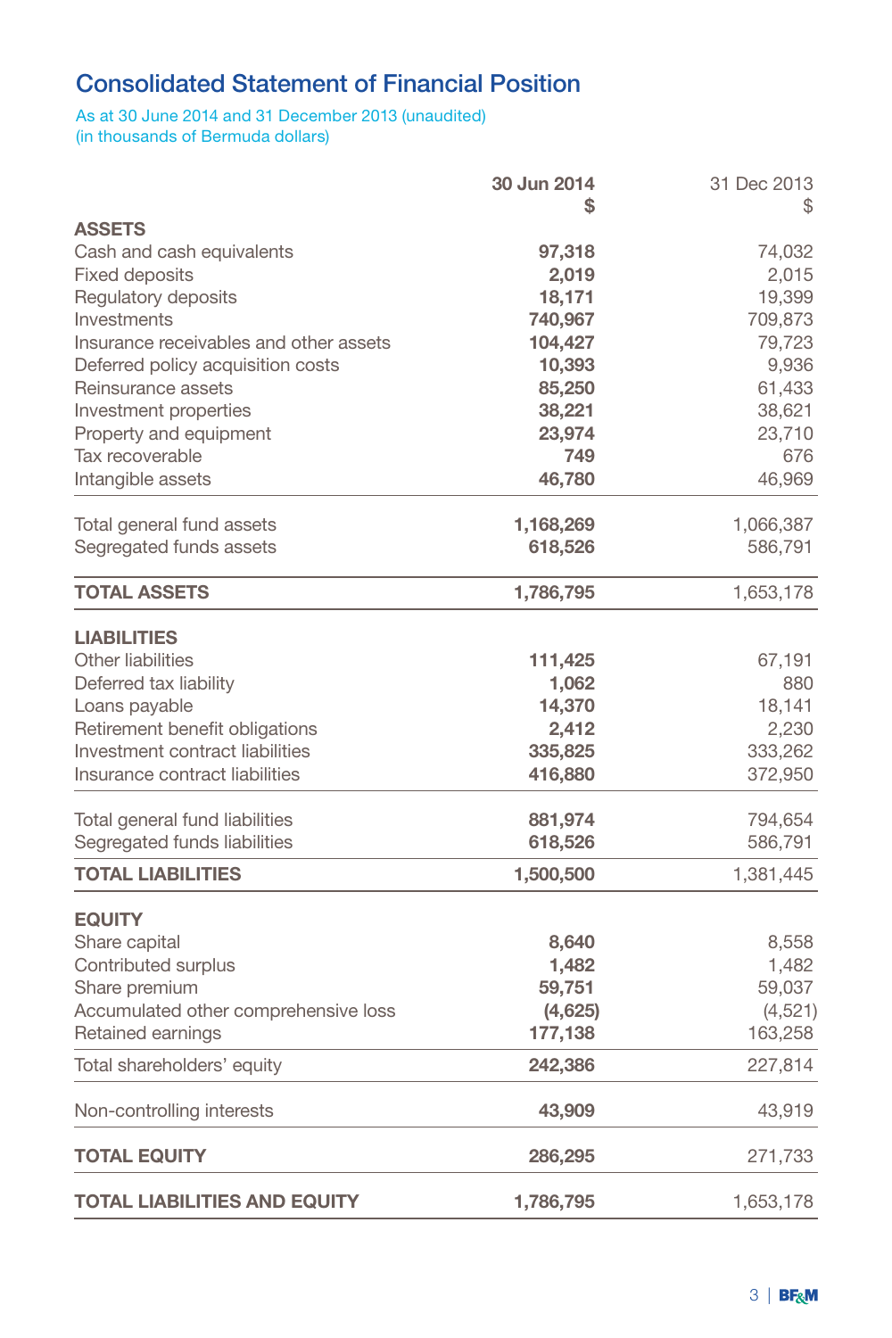# Consolidated Statement of Financial Position

As at 30 June 2014 and 31 December 2013 (unaudited)
(in thousands of Bermuda dollars)

| | 30 Jun 2014<br>$ | 31 Dec 2013<br>$ |
|---|---|---|
| **ASSETS** | | |
| Cash and cash equivalents | **97,318** | 74,032 |
| Fixed deposits | **2,019** | 2,015 |
| Regulatory deposits | **18,171** | 19,399 |
| Investments | **740,967** | 709,873 |
| Insurance receivables and other assets | **104,427** | 79,723 |
| Deferred policy acquisition costs | **10,393** | 9,936 |
| Reinsurance assets | **85,250** | 61,433 |
| Investment properties | **38,221** | 38,621 |
| Property and equipment | **23,974** | 23,710 |
| Tax recoverable | **749** | 676 |
| Intangible assets | **46,780** | 46,969 |
| Total general fund assets | **1,168,269** | 1,066,387 |
| Segregated funds assets | **618,526** | 586,791 |
| **TOTAL ASSETS** | **1,786,795** | 1,653,178 |
| **LIABILITIES** | | |
| Other liabilities | **111,425** | 67,191 |
| Deferred tax liability | **1,062** | 880 |
| Loans payable | **14,370** | 18,141 |
| Retirement benefit obligations | **2,412** | 2,230 |
| Investment contract liabilities | **335,825** | 333,262 |
| Insurance contract liabilities | **416,880** | 372,950 |
| Total general fund liabilities | **881,974** | 794,654 |
| Segregated funds liabilities | **618,526** | 586,791 |
| **TOTAL LIABILITIES** | **1,500,500** | 1,381,445 |
| **EQUITY** | | |
| Share capital | **8,640** | 8,558 |
| Contributed surplus | **1,482** | 1,482 |
| Share premium | **59,751** | 59,037 |
| Accumulated other comprehensive loss | **(4,625)** | (4,521) |
| Retained earnings | **177,138** | 163,258 |
| Total shareholders' equity | **242,386** | 227,814 |
| Non-controlling interests | **43,909** | 43,919 |
| **TOTAL EQUITY** | **286,295** | 271,733 |
| **TOTAL LIABILITIES AND EQUITY** | **1,786,795** | 1,653,178 |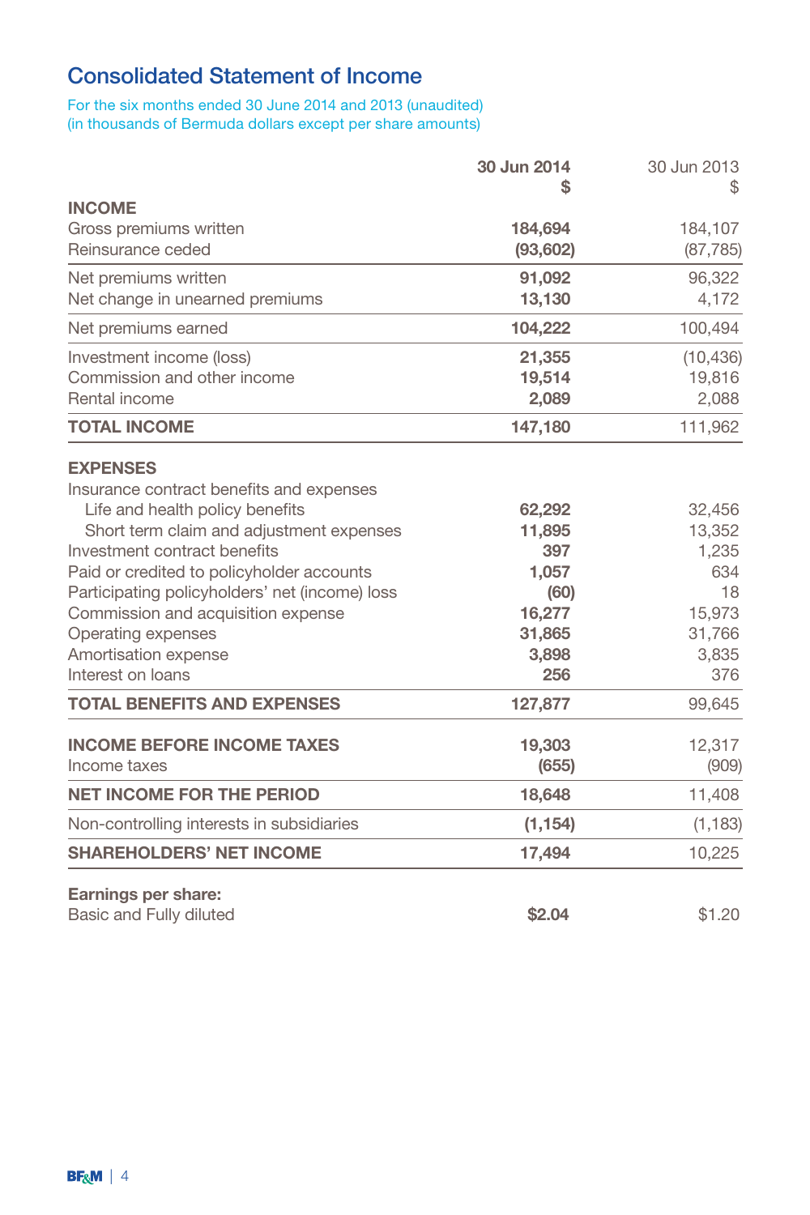# Consolidated Statement of Income

For the six months ended 30 June 2014 and 2013 (unaudited)
(in thousands of Bermuda dollars except per share amounts)

| | **30 Jun 2014 $** | 30 Jun 2013 $ |
|---|---|---|
| **INCOME** | | |
| Gross premiums written | **184,694** | 184,107 |
| Reinsurance ceded | **(93,602)** | (87,785) |
| Net premiums written | **91,092** | 96,322 |
| Net change in unearned premiums | **13,130** | 4,172 |
| Net premiums earned | **104,222** | 100,494 |
| Investment income (loss) | **21,355** | (10,436) |
| Commission and other income | **19,514** | 19,816 |
| Rental income | **2,089** | 2,088 |
| **TOTAL INCOME** | **147,180** | 111,962 |
| **EXPENSES** | | |
| Insurance contract benefits and expenses | | |
| Life and health policy benefits | **62,292** | 32,456 |
| Short term claim and adjustment expenses | **11,895** | 13,352 |
| Investment contract benefits | **397** | 1,235 |
| Paid or credited to policyholder accounts | **1,057** | 634 |
| Participating policyholders' net (income) loss | **(60)** | 18 |
| Commission and acquisition expense | **16,277** | 15,973 |
| Operating expenses | **31,865** | 31,766 |
| Amortisation expense | **3,898** | 3,835 |
| Interest on loans | **256** | 376 |
| **TOTAL BENEFITS AND EXPENSES** | **127,877** | 99,645 |
| **INCOME BEFORE INCOME TAXES** | **19,303** | 12,317 |
| Income taxes | **(655)** | (909) |
| **NET INCOME FOR THE PERIOD** | **18,648** | 11,408 |
| Non-controlling interests in subsidiaries | **(1,154)** | (1,183) |
| **SHAREHOLDERS' NET INCOME** | **17,494** | 10,225 |
| **Earnings per share:** | | |
| Basic and Fully diluted | **$2.04** | $1.20 |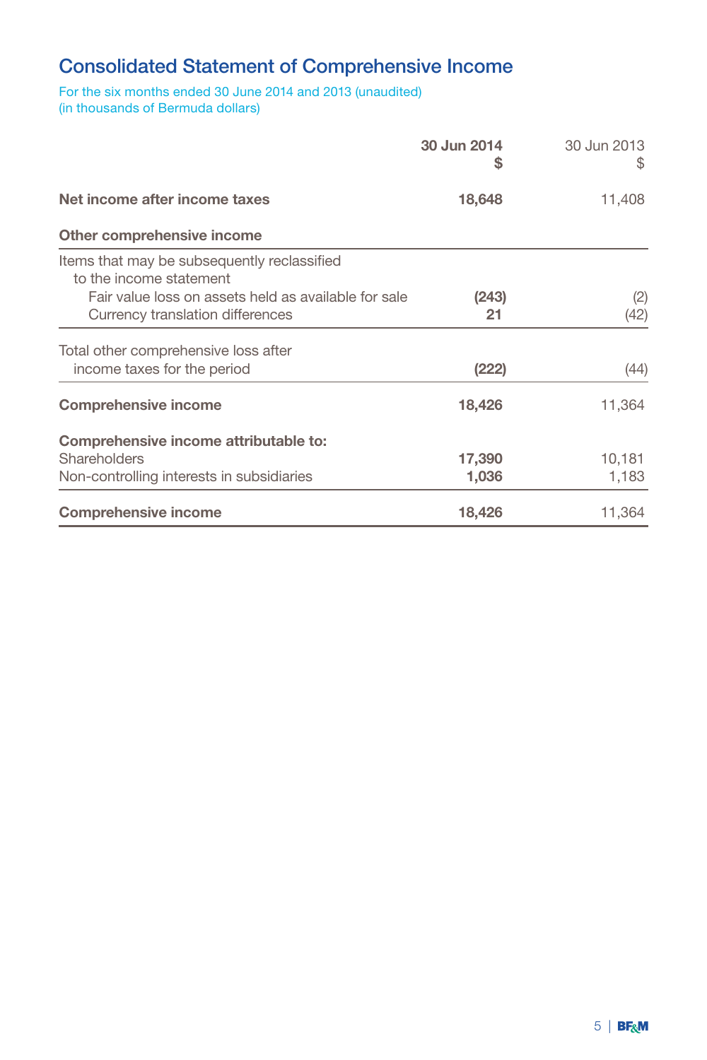# Consolidated Statement of Comprehensive Income

For the six months ended 30 June 2014 and 2013 (unaudited)
(in thousands of Bermuda dollars)

| | **30 Jun 2014 $** | 30 Jun 2013 $ |
|---|---|---|
| **Net income after income taxes** | **18,648** | 11,408 |
| **Other comprehensive income** | | |
| Items that may be subsequently reclassified to the income statement | | |
| Fair value loss on assets held as available for sale | **(243)** | (2) |
| Currency translation differences | **21** | (42) |
| Total other comprehensive loss after income taxes for the period | **(222)** | (44) |
| **Comprehensive income** | **18,426** | 11,364 |
| **Comprehensive income attributable to:** | | |
| Shareholders | **17,390** | 10,181 |
| Non-controlling interests in subsidiaries | **1,036** | 1,183 |
| **Comprehensive income** | **18,426** | 11,364 |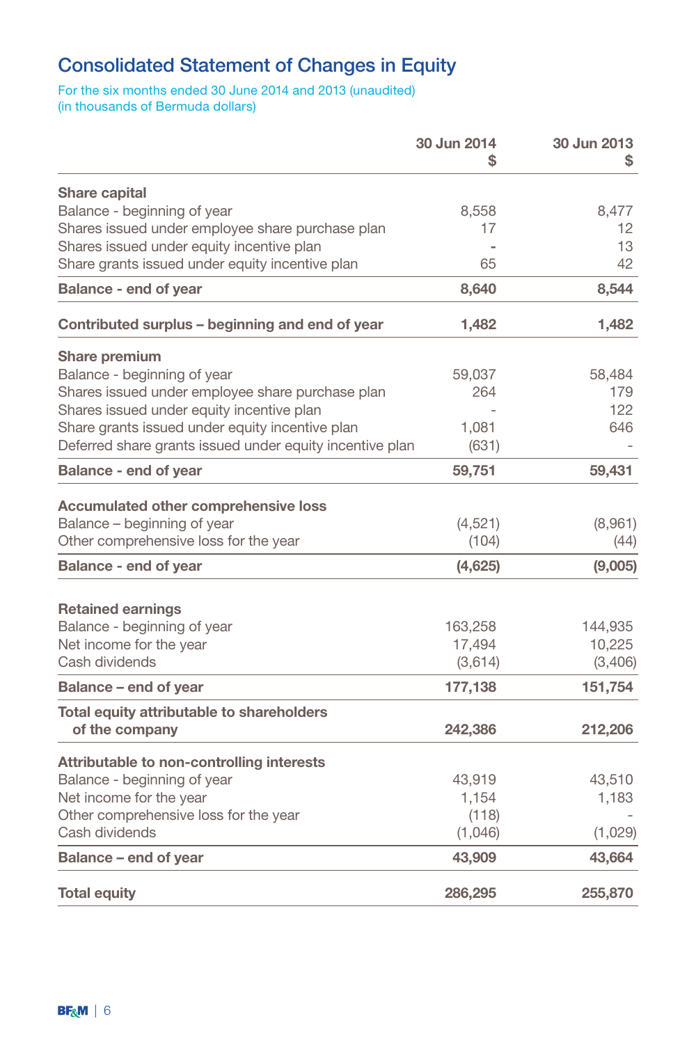# Consolidated Statement of Changes in Equity

For the six months ended 30 June 2014 and 2013 (unaudited)
(in thousands of Bermuda dollars)

| | 30 Jun 2014 $ | 30 Jun 2013 $ |
|---|---|---|
| **Share capital** | | |
| Balance - beginning of year | 8,558 | 8,477 |
| Shares issued under employee share purchase plan | 17 | 12 |
| Shares issued under equity incentive plan | - | 13 |
| Share grants issued under equity incentive plan | 65 | 42 |
| **Balance - end of year** | **8,640** | **8,544** |
| **Contributed surplus – beginning and end of year** | **1,482** | **1,482** |
| **Share premium** | | |
| Balance - beginning of year | 59,037 | 58,484 |
| Shares issued under employee share purchase plan | 264 | 179 |
| Shares issued under equity incentive plan | - | 122 |
| Share grants issued under equity incentive plan | 1,081 | 646 |
| Deferred share grants issued under equity incentive plan | (631) | - |
| **Balance - end of year** | **59,751** | **59,431** |
| **Accumulated other comprehensive loss** | | |
| Balance – beginning of year | (4,521) | (8,961) |
| Other comprehensive loss for the year | (104) | (44) |
| **Balance - end of year** | **(4,625)** | **(9,005)** |
| **Retained earnings** | | |
| Balance - beginning of year | 163,258 | 144,935 |
| Net income for the year | 17,494 | 10,225 |
| Cash dividends | (3,614) | (3,406) |
| **Balance – end of year** | **177,138** | **151,754** |
| **Total equity attributable to shareholders of the company** | **242,386** | **212,206** |
| **Attributable to non-controlling interests** | | |
| Balance - beginning of year | 43,919 | 43,510 |
| Net income for the year | 1,154 | 1,183 |
| Other comprehensive loss for the year | (118) | - |
| Cash dividends | (1,046) | (1,029) |
| **Balance – end of year** | **43,909** | **43,664** |
| **Total equity** | **286,295** | **255,870** |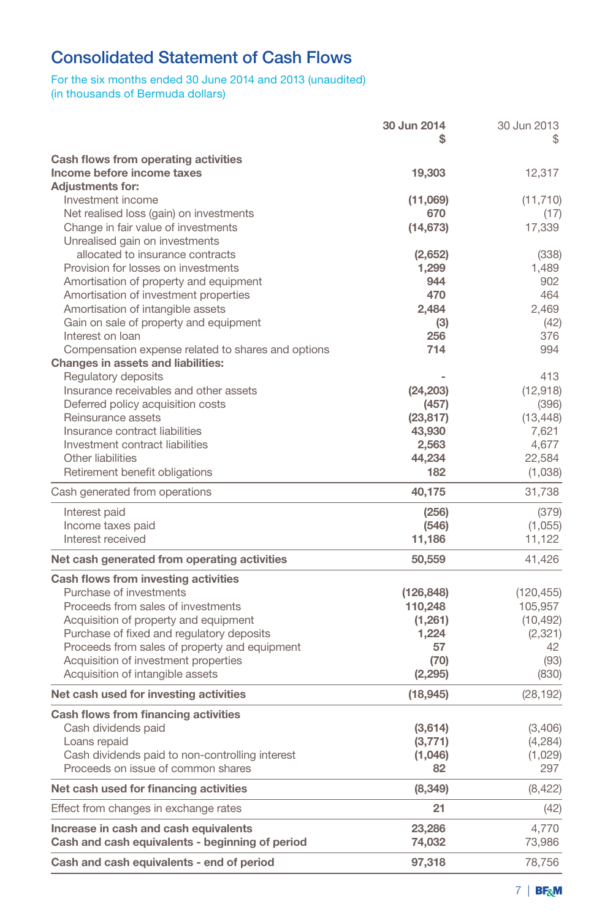# Consolidated Statement of Cash Flows

For the six months ended 30 June 2014 and 2013 (unaudited)
(in thousands of Bermuda dollars)

| | **30 Jun 2014** **$** | 30 Jun 2013 $ |
|---|---|---|
| **Cash flows from operating activities** | | |
| **Income before income taxes** | **19,303** | 12,317 |
| **Adjustments for:** | | |
| Investment income | **(11,069)** | (11,710) |
| Net realised loss (gain) on investments | **670** | (17) |
| Change in fair value of investments | **(14,673)** | 17,339 |
| Unrealised gain on investments allocated to insurance contracts | **(2,652)** | (338) |
| Provision for losses on investments | **1,299** | 1,489 |
| Amortisation of property and equipment | **944** | 902 |
| Amortisation of investment properties | **470** | 464 |
| Amortisation of intangible assets | **2,484** | 2,469 |
| Gain on sale of property and equipment | **(3)** | (42) |
| Interest on loan | **256** | 376 |
| Compensation expense related to shares and options | **714** | 994 |
| **Changes in assets and liabilities:** | | |
| Regulatory deposits | **-** | 413 |
| Insurance receivables and other assets | **(24,203)** | (12,918) |
| Deferred policy acquisition costs | **(457)** | (396) |
| Reinsurance assets | **(23,817)** | (13,448) |
| Insurance contract liabilities | **43,930** | 7,621 |
| Investment contract liabilities | **2,563** | 4,677 |
| Other liabilities | **44,234** | 22,584 |
| Retirement benefit obligations | **182** | (1,038) |
| Cash generated from operations | **40,175** | 31,738 |
| Interest paid | **(256)** | (379) |
| Income taxes paid | **(546)** | (1,055) |
| Interest received | **11,186** | 11,122 |
| **Net cash generated from operating activities** | **50,559** | 41,426 |
| **Cash flows from investing activities** | | |
| Purchase of investments | **(126,848)** | (120,455) |
| Proceeds from sales of investments | **110,248** | 105,957 |
| Acquisition of property and equipment | **(1,261)** | (10,492) |
| Purchase of fixed and regulatory deposits | **1,224** | (2,321) |
| Proceeds from sales of property and equipment | **57** | 42 |
| Acquisition of investment properties | **(70)** | (93) |
| Acquisition of intangible assets | **(2,295)** | (830) |
| **Net cash used for investing activities** | **(18,945)** | (28,192) |
| **Cash flows from financing activities** | | |
| Cash dividends paid | **(3,614)** | (3,406) |
| Loans repaid | **(3,771)** | (4,284) |
| Cash dividends paid to non-controlling interest | **(1,046)** | (1,029) |
| Proceeds on issue of common shares | **82** | 297 |
| **Net cash used for financing activities** | **(8,349)** | (8,422) |
| Effect from changes in exchange rates | **21** | (42) |
| **Increase in cash and cash equivalents** | **23,286** | 4,770 |
| **Cash and cash equivalents - beginning of period** | **74,032** | 73,986 |
| **Cash and cash equivalents - end of period** | **97,318** | 78,756 |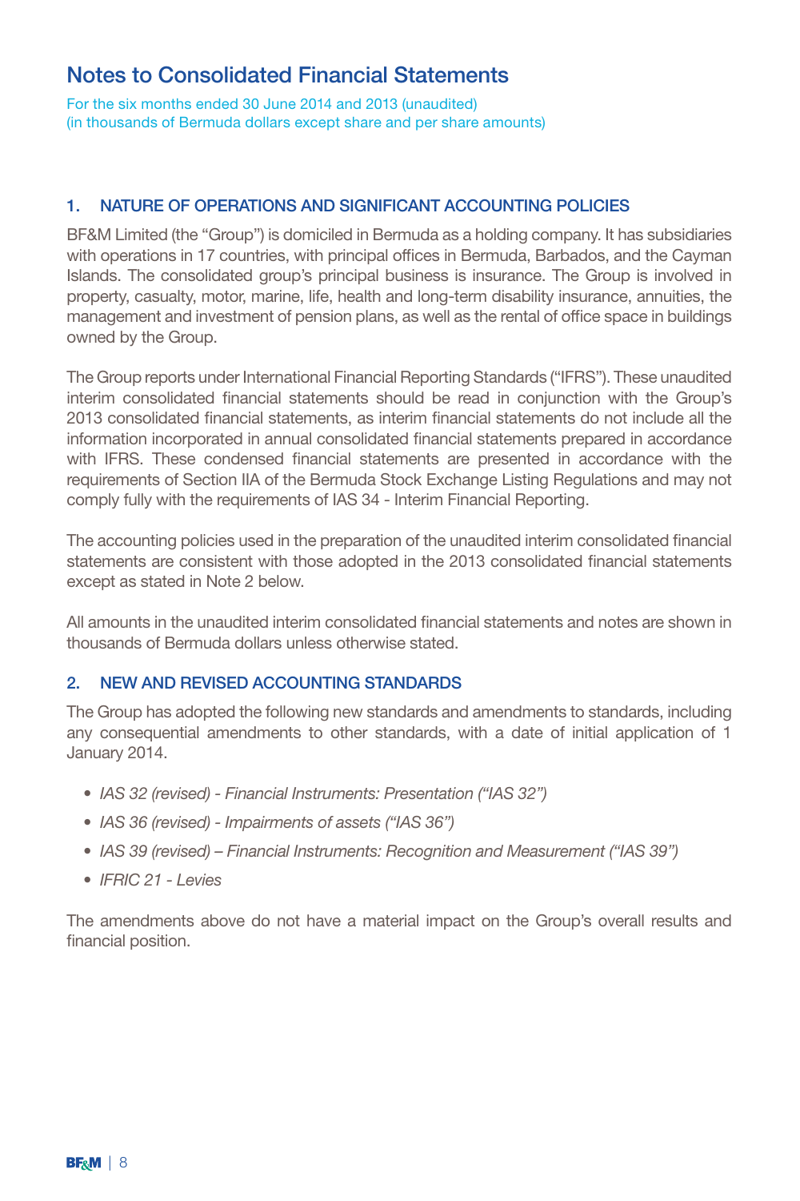# Notes to Consolidated Financial Statements

For the six months ended 30 June 2014 and 2013 (unaudited)
(in thousands of Bermuda dollars except share and per share amounts)

## 1. NATURE OF OPERATIONS AND SIGNIFICANT ACCOUNTING POLICIES

BF&M Limited (the "Group") is domiciled in Bermuda as a holding company. It has subsidiaries with operations in 17 countries, with principal offices in Bermuda, Barbados, and the Cayman Islands. The consolidated group's principal business is insurance. The Group is involved in property, casualty, motor, marine, life, health and long-term disability insurance, annuities, the management and investment of pension plans, as well as the rental of office space in buildings owned by the Group.

The Group reports under International Financial Reporting Standards ("IFRS"). These unaudited interim consolidated financial statements should be read in conjunction with the Group's 2013 consolidated financial statements, as interim financial statements do not include all the information incorporated in annual consolidated financial statements prepared in accordance with IFRS. These condensed financial statements are presented in accordance with the requirements of Section IIA of the Bermuda Stock Exchange Listing Regulations and may not comply fully with the requirements of IAS 34 - Interim Financial Reporting.

The accounting policies used in the preparation of the unaudited interim consolidated financial statements are consistent with those adopted in the 2013 consolidated financial statements except as stated in Note 2 below.

All amounts in the unaudited interim consolidated financial statements and notes are shown in thousands of Bermuda dollars unless otherwise stated.

## 2. NEW AND REVISED ACCOUNTING STANDARDS

The Group has adopted the following new standards and amendments to standards, including any consequential amendments to other standards, with a date of initial application of 1 January 2014.

- *IAS 32 (revised) - Financial Instruments: Presentation ("IAS 32")*
- *IAS 36 (revised) - Impairments of assets ("IAS 36")*
- *IAS 39 (revised) – Financial Instruments: Recognition and Measurement ("IAS 39")*
- *IFRIC 21 - Levies*

The amendments above do not have a material impact on the Group's overall results and financial position.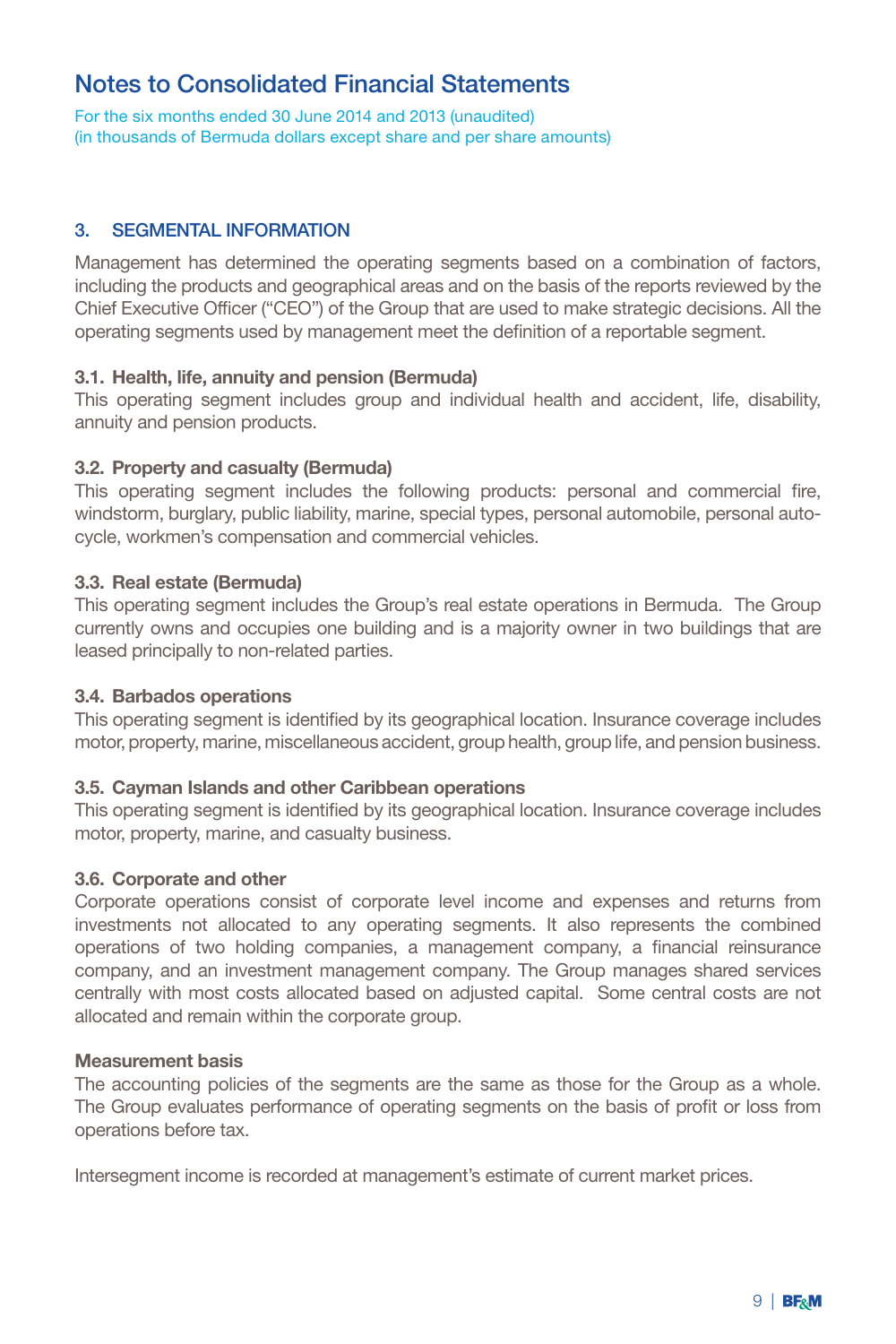# Notes to Consolidated Financial Statements

For the six months ended 30 June 2014 and 2013 (unaudited)
(in thousands of Bermuda dollars except share and per share amounts)

## 3. SEGMENTAL INFORMATION

Management has determined the operating segments based on a combination of factors, including the products and geographical areas and on the basis of the reports reviewed by the Chief Executive Officer ("CEO") of the Group that are used to make strategic decisions. All the operating segments used by management meet the definition of a reportable segment.

### 3.1. Health, life, annuity and pension (Bermuda)

This operating segment includes group and individual health and accident, life, disability, annuity and pension products.

### 3.2. Property and casualty (Bermuda)

This operating segment includes the following products: personal and commercial fire, windstorm, burglary, public liability, marine, special types, personal automobile, personal auto-cycle, workmen's compensation and commercial vehicles.

### 3.3. Real estate (Bermuda)

This operating segment includes the Group's real estate operations in Bermuda. The Group currently owns and occupies one building and is a majority owner in two buildings that are leased principally to non-related parties.

### 3.4. Barbados operations

This operating segment is identified by its geographical location. Insurance coverage includes motor, property, marine, miscellaneous accident, group health, group life, and pension business.

### 3.5. Cayman Islands and other Caribbean operations

This operating segment is identified by its geographical location. Insurance coverage includes motor, property, marine, and casualty business.

### 3.6. Corporate and other

Corporate operations consist of corporate level income and expenses and returns from investments not allocated to any operating segments. It also represents the combined operations of two holding companies, a management company, a financial reinsurance company, and an investment management company. The Group manages shared services centrally with most costs allocated based on adjusted capital. Some central costs are not allocated and remain within the corporate group.

### Measurement basis

The accounting policies of the segments are the same as those for the Group as a whole. The Group evaluates performance of operating segments on the basis of profit or loss from operations before tax.

Intersegment income is recorded at management's estimate of current market prices.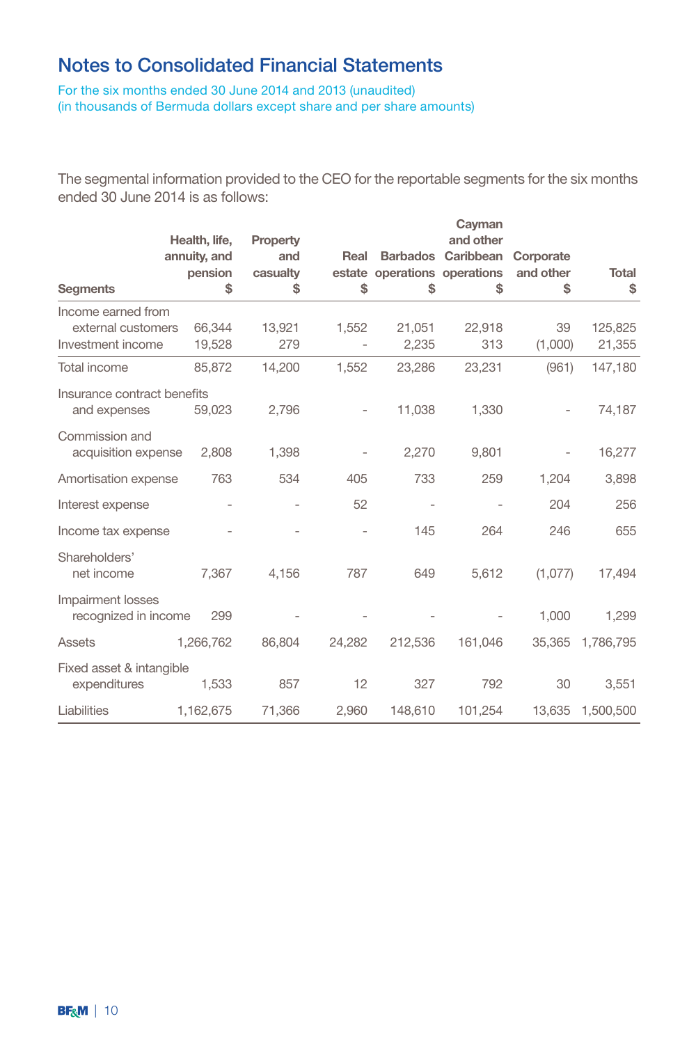# Notes to Consolidated Financial Statements

For the six months ended 30 June 2014 and 2013 (unaudited)
(in thousands of Bermuda dollars except share and per share amounts)

The segmental information provided to the CEO for the reportable segments for the six months ended 30 June 2014 is as follows:

| Segments | Health, life, annuity, and pension $ | Property and casualty $ | Real estate $ | Barbados operations $ | Cayman and other Caribbean operations $ | Corporate and other $ | Total $ |
|---|---|---|---|---|---|---|---|
| Income earned from external customers | 66,344 | 13,921 | 1,552 | 21,051 | 22,918 | 39 | 125,825 |
| Investment income | 19,528 | 279 | - | 2,235 | 313 | (1,000) | 21,355 |
| Total income | 85,872 | 14,200 | 1,552 | 23,286 | 23,231 | (961) | 147,180 |
| Insurance contract benefits and expenses | 59,023 | 2,796 | - | 11,038 | 1,330 | - | 74,187 |
| Commission and acquisition expense | 2,808 | 1,398 | - | 2,270 | 9,801 | - | 16,277 |
| Amortisation expense | 763 | 534 | 405 | 733 | 259 | 1,204 | 3,898 |
| Interest expense | - | - | 52 | - | - | 204 | 256 |
| Income tax expense | - | - | - | 145 | 264 | 246 | 655 |
| Shareholders' net income | 7,367 | 4,156 | 787 | 649 | 5,612 | (1,077) | 17,494 |
| Impairment losses recognized in income | 299 | - | - | - | - | 1,000 | 1,299 |
| Assets | 1,266,762 | 86,804 | 24,282 | 212,536 | 161,046 | 35,365 | 1,786,795 |
| Fixed asset & intangible expenditures | 1,533 | 857 | 12 | 327 | 792 | 30 | 3,551 |
| Liabilities | 1,162,675 | 71,366 | 2,960 | 148,610 | 101,254 | 13,635 | 1,500,500 |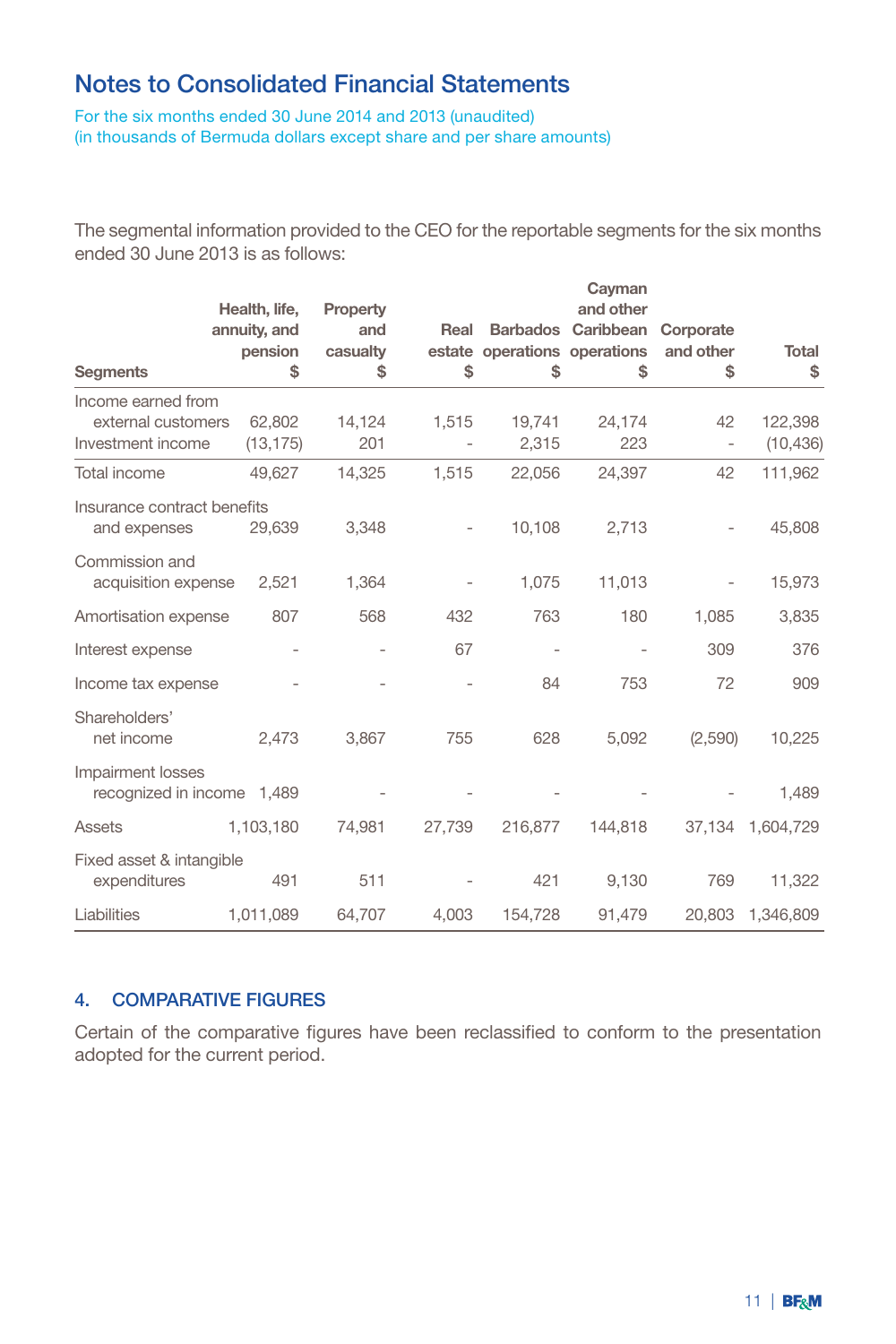# Notes to Consolidated Financial Statements

For the six months ended 30 June 2014 and 2013 (unaudited)
(in thousands of Bermuda dollars except share and per share amounts)

The segmental information provided to the CEO for the reportable segments for the six months ended 30 June 2013 is as follows:

| Segments | Health, life, annuity, and pension $ | Property and casualty $ | Real estate $ | Barbados operations $ | Cayman and other Caribbean operations $ | Corporate and other $ | Total $ |
|---|---|---|---|---|---|---|---|
| Income earned from external customers | 62,802 | 14,124 | 1,515 | 19,741 | 24,174 | 42 | 122,398 |
| Investment income | (13,175) | 201 | - | 2,315 | 223 | - | (10,436) |
| Total income | 49,627 | 14,325 | 1,515 | 22,056 | 24,397 | 42 | 111,962 |
| Insurance contract benefits and expenses | 29,639 | 3,348 | - | 10,108 | 2,713 | - | 45,808 |
| Commission and acquisition expense | 2,521 | 1,364 | - | 1,075 | 11,013 | - | 15,973 |
| Amortisation expense | 807 | 568 | 432 | 763 | 180 | 1,085 | 3,835 |
| Interest expense | - | - | 67 | - | - | 309 | 376 |
| Income tax expense | - | - | - | 84 | 753 | 72 | 909 |
| Shareholders' net income | 2,473 | 3,867 | 755 | 628 | 5,092 | (2,590) | 10,225 |
| Impairment losses recognized in income | 1,489 | - | - | - | - | - | 1,489 |
| Assets | 1,103,180 | 74,981 | 27,739 | 216,877 | 144,818 | 37,134 | 1,604,729 |
| Fixed asset & intangible expenditures | 491 | 511 | - | 421 | 9,130 | 769 | 11,322 |
| Liabilities | 1,011,089 | 64,707 | 4,003 | 154,728 | 91,479 | 20,803 | 1,346,809 |

## 4. COMPARATIVE FIGURES

Certain of the comparative figures have been reclassified to conform to the presentation adopted for the current period.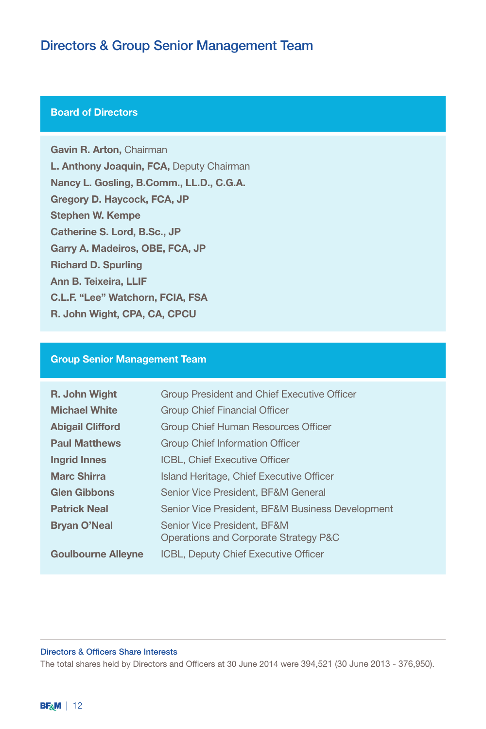# Directors & Group Senior Management Team

## Board of Directors

**Gavin R. Arton,** Chairman
**L. Anthony Joaquin, FCA,** Deputy Chairman
**Nancy L. Gosling, B.Comm., LL.D., C.G.A.**
**Gregory D. Haycock, FCA, JP**
**Stephen W. Kempe**
**Catherine S. Lord, B.Sc., JP**
**Garry A. Madeiros, OBE, FCA, JP**
**Richard D. Spurling**
**Ann B. Teixeira, LLIF**
**C.L.F. "Lee" Watchorn, FCIA, FSA**
**R. John Wight, CPA, CA, CPCU**

## Group Senior Management Team

| | |
|---|---|
| **R. John Wight** | Group President and Chief Executive Officer |
| **Michael White** | Group Chief Financial Officer |
| **Abigail Clifford** | Group Chief Human Resources Officer |
| **Paul Matthews** | Group Chief Information Officer |
| **Ingrid Innes** | ICBL, Chief Executive Officer |
| **Marc Shirra** | Island Heritage, Chief Executive Officer |
| **Glen Gibbons** | Senior Vice President, BF&M General |
| **Patrick Neal** | Senior Vice President, BF&M Business Development |
| **Bryan O'Neal** | Senior Vice President, BF&M Operations and Corporate Strategy P&C |
| **Goulbourne Alleyne** | ICBL, Deputy Chief Executive Officer |

---

### Directors & Officers Share Interests

The total shares held by Directors and Officers at 30 June 2014 were 394,521 (30 June 2013 - 376,950).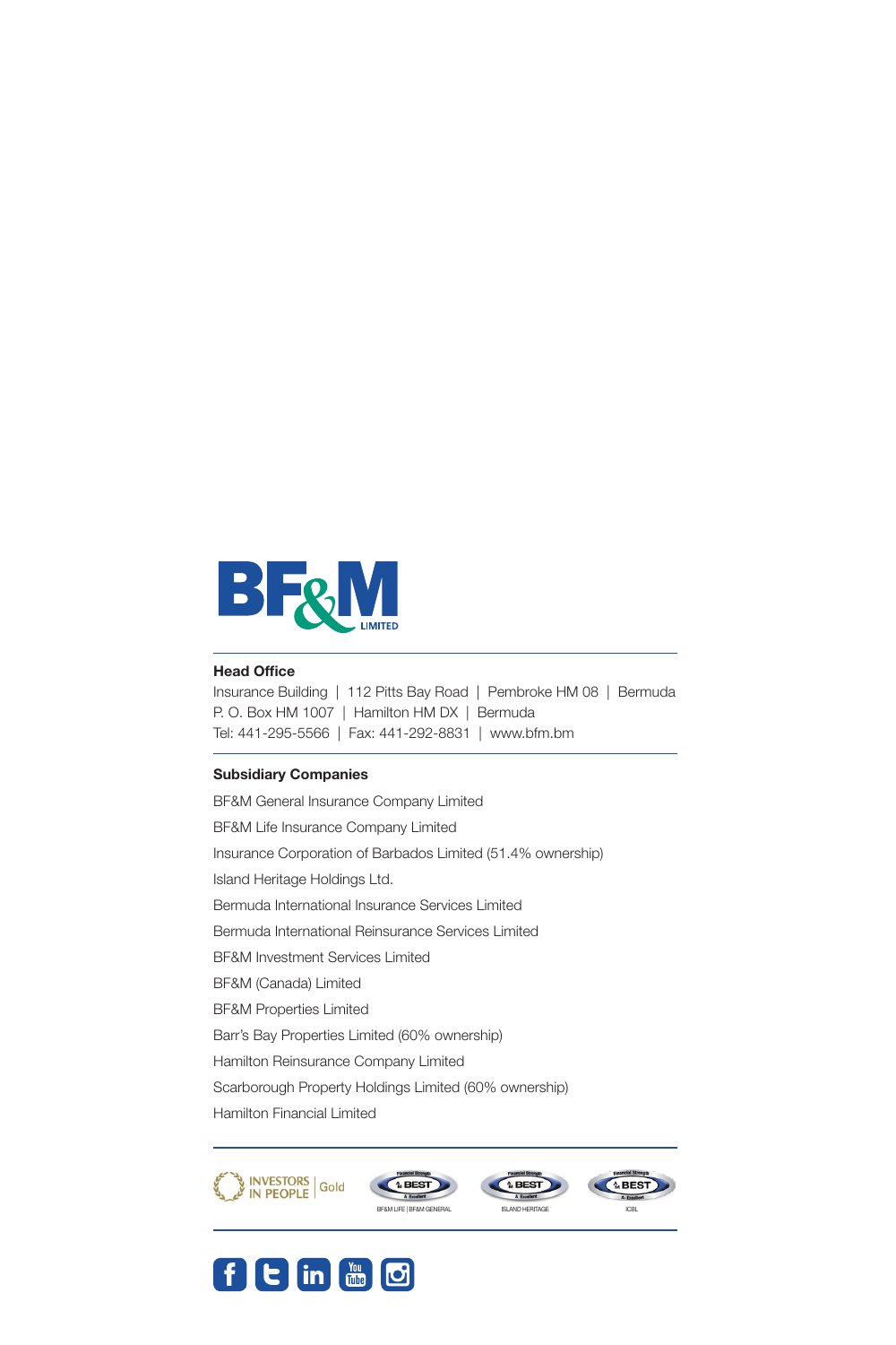BF&M LIMITED

**Head Office**

Insurance Building | 112 Pitts Bay Road | Pembroke HM 08 | Bermuda
P. O. Box HM 1007 | Hamilton HM DX | Bermuda
Tel: 441-295-5566 | Fax: 441-292-8831 | www.bfm.bm

**Subsidiary Companies**

BF&M General Insurance Company Limited
BF&M Life Insurance Company Limited
Insurance Corporation of Barbados Limited (51.4% ownership)
Island Heritage Holdings Ltd.
Bermuda International Insurance Services Limited
Bermuda International Reinsurance Services Limited
BF&M Investment Services Limited
BF&M (Canada) Limited
BF&M Properties Limited
Barr's Bay Properties Limited (60% ownership)
Hamilton Reinsurance Company Limited
Scarborough Property Holdings Limited (60% ownership)
Hamilton Financial Limited

INVESTORS IN PEOPLE | Gold

BF&M LIFE | BF&M GENERAL

ISLAND HERITAGE

ICBL